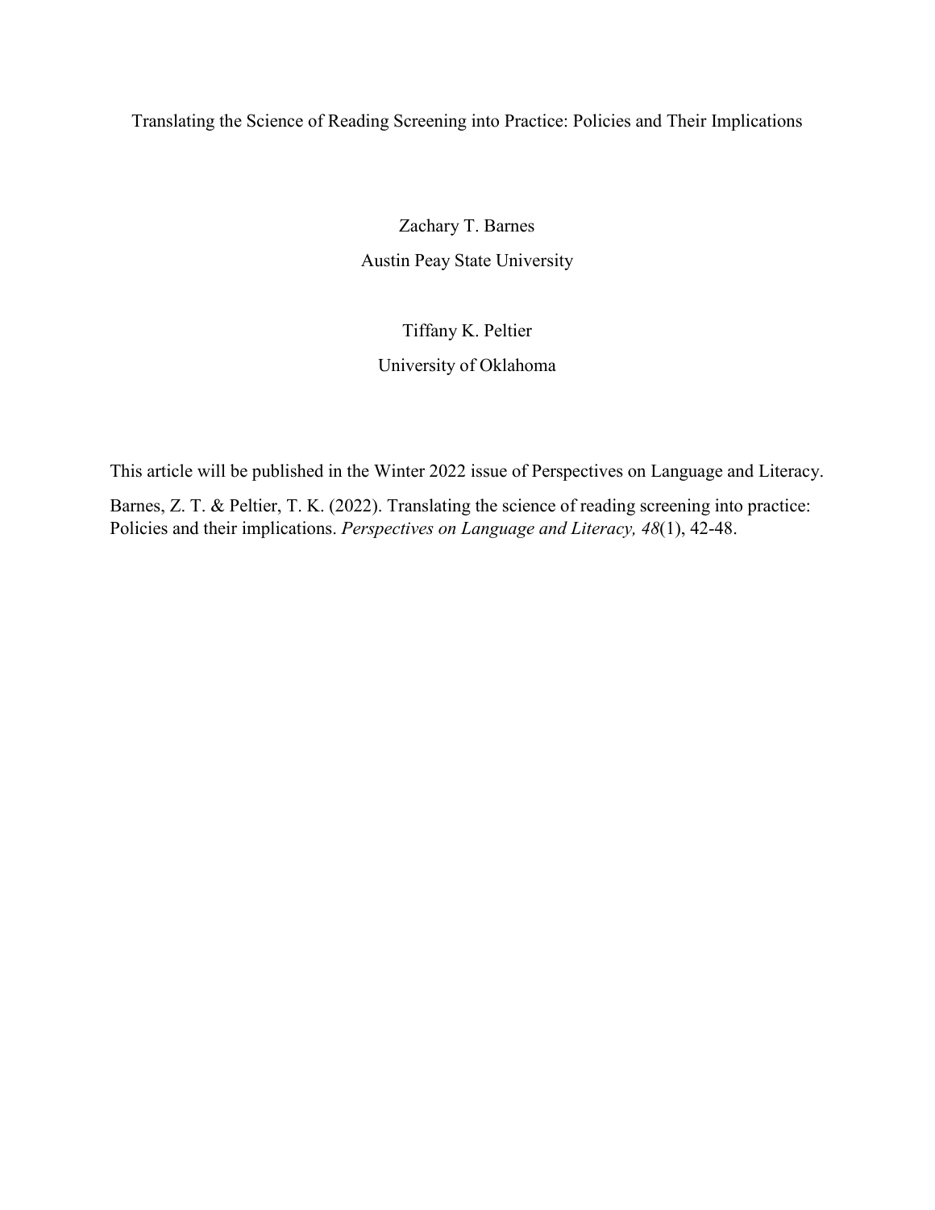# Translating the Science of Reading Screening into Practice: Policies and Their Implications

Zachary T. Barnes

Austin Peay State University

Tiffany K. Peltier

University of Oklahoma

This article will be published in the Winter 2022 issue of Perspectives on Language and Literacy.

Barnes, Z. T. & Peltier, T. K. (2022). Translating the science of reading screening into practice: Policies and their implications. *Perspectives on Language and Literacy, 48*(1), 42-48.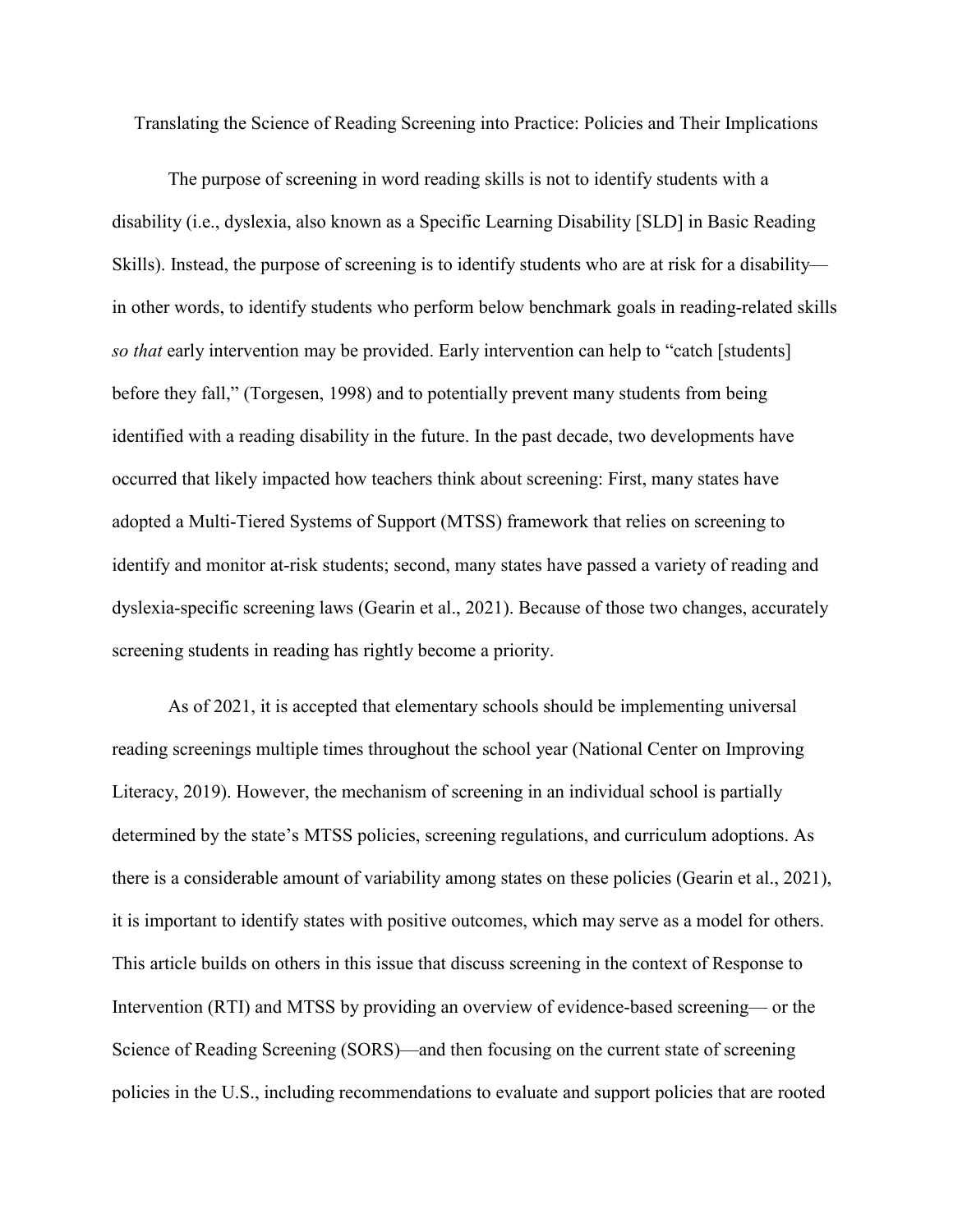Translating the Science of Reading Screening into Practice: Policies and Their Implications

The purpose of screening in word reading skills is not to identify students with a disability (i.e., dyslexia, also known as a Specific Learning Disability [SLD] in Basic Reading Skills). Instead, the purpose of screening is to identify students who are at risk for a disability—in other words, to identify students who perform below benchmark goals in reading-related skills *so that* early intervention may be provided. Early intervention can help to "catch [students] before they fall," (Torgesen, 1998) and to potentially prevent many students from being identified with a reading disability in the future. In the past decade, two developments have occurred that likely impacted how teachers think about screening: First, many states have adopted a Multi-Tiered Systems of Support (MTSS) framework that relies on screening to identify and monitor at-risk students; second, many states have passed a variety of reading and dyslexia-specific screening laws (Gearin et al., 2021). Because of those two changes, accurately screening students in reading has rightly become a priority.

As of 2021, it is accepted that elementary schools should be implementing universal reading screenings multiple times throughout the school year (National Center on Improving Literacy, 2019). However, the mechanism of screening in an individual school is partially determined by the state's MTSS policies, screening regulations, and curriculum adoptions. As there is a considerable amount of variability among states on these policies (Gearin et al., 2021), it is important to identify states with positive outcomes, which may serve as a model for others. This article builds on others in this issue that discuss screening in the context of Response to Intervention (RTI) and MTSS by providing an overview of evidence-based screening— or the Science of Reading Screening (SORS)—and then focusing on the current state of screening policies in the U.S., including recommendations to evaluate and support policies that are rooted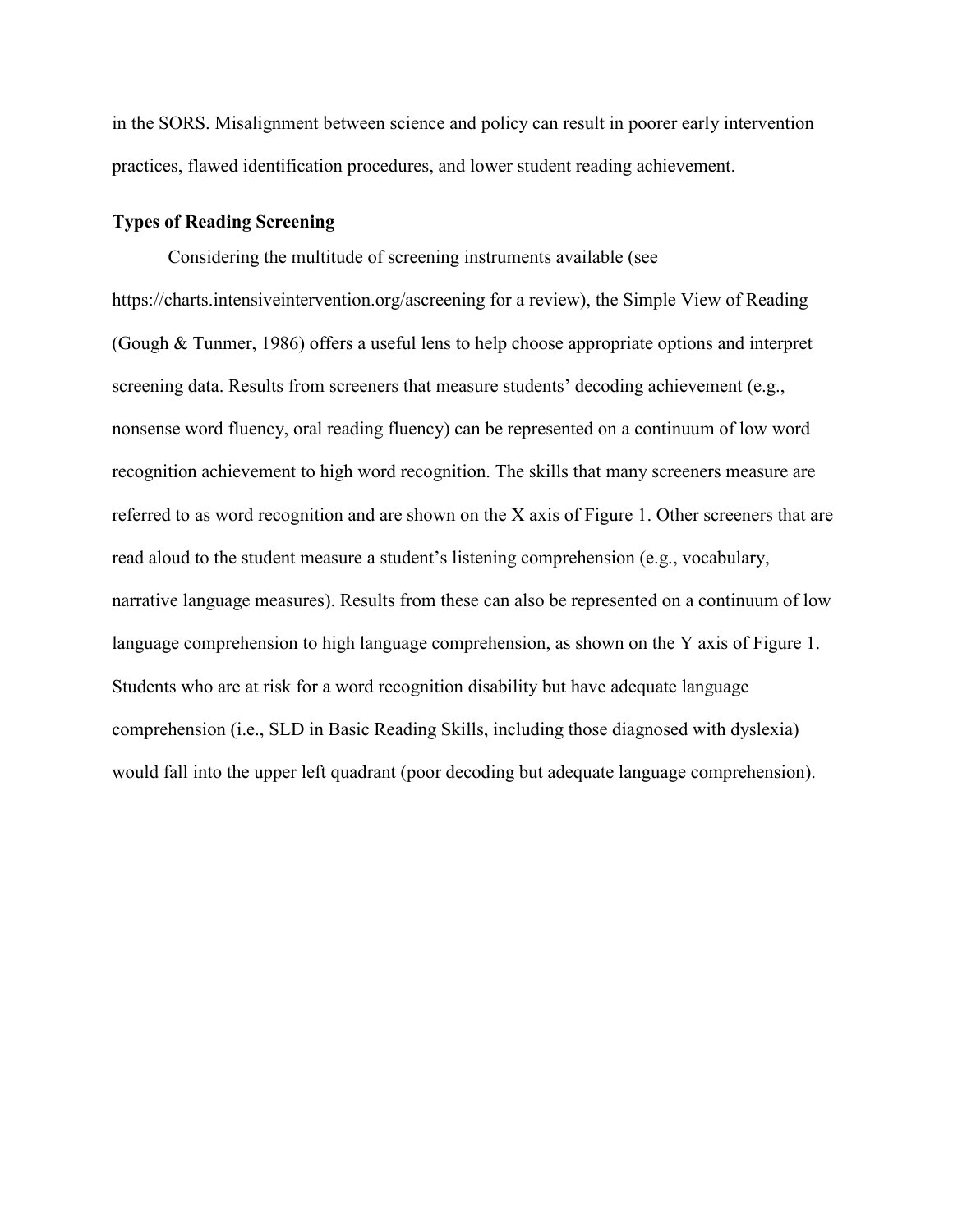in the SORS. Misalignment between science and policy can result in poorer early intervention practices, flawed identification procedures, and lower student reading achievement.

### Types of Reading Screening

Considering the multitude of screening instruments available (see https://charts.intensiveintervention.org/ascreening for a review), the Simple View of Reading (Gough & Tunmer, 1986) offers a useful lens to help choose appropriate options and interpret screening data. Results from screeners that measure students' decoding achievement (e.g., nonsense word fluency, oral reading fluency) can be represented on a continuum of low word recognition achievement to high word recognition. The skills that many screeners measure are referred to as word recognition and are shown on the X axis of Figure 1. Other screeners that are read aloud to the student measure a student's listening comprehension (e.g., vocabulary, narrative language measures). Results from these can also be represented on a continuum of low language comprehension to high language comprehension, as shown on the Y axis of Figure 1. Students who are at risk for a word recognition disability but have adequate language comprehension (i.e., SLD in Basic Reading Skills, including those diagnosed with dyslexia) would fall into the upper left quadrant (poor decoding but adequate language comprehension).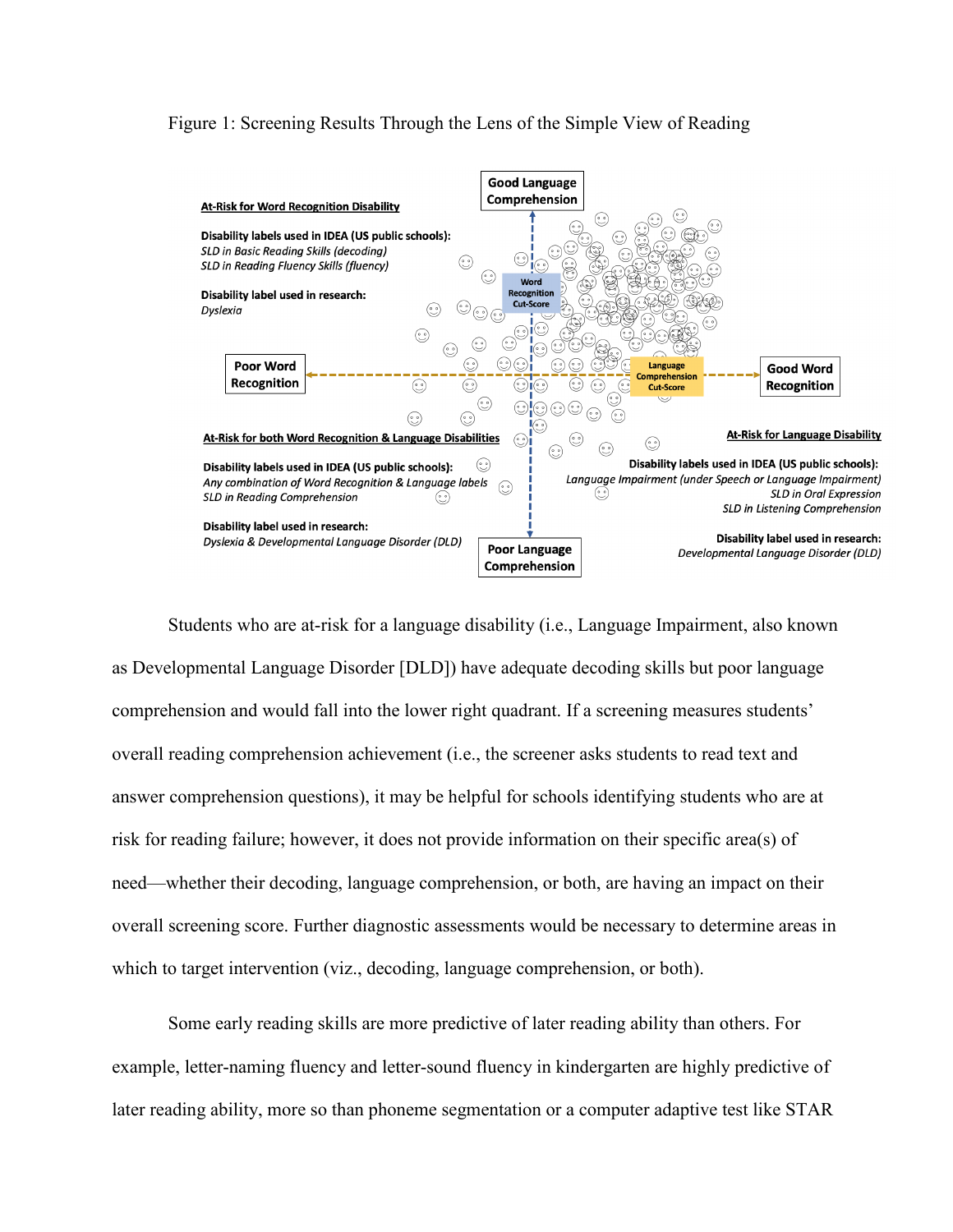Figure 1: Screening Results Through the Lens of the Simple View of Reading

**At-Risk for Word Recognition Disability**

**Disability labels used in IDEA (US public schools):**
*SLD in Basic Reading Skills (decoding)*
*SLD in Reading Fluency Skills (fluency)*

**Disability label used in research:**
*Dyslexia*

**Good Language Comprehension**

**Word Recognition Cut-Score**

**Poor Word Recognition**

**Language Comprehension Cut-Score**

**Good Word Recognition**

**At-Risk for both Word Recognition & Language Disabilities**

**Disability labels used in IDEA (US public schools):**
*Any combination of Word Recognition & Language labels*
*SLD in Reading Comprehension*

**Disability label used in research:**
*Dyslexia & Developmental Language Disorder (DLD)*

**Poor Language Comprehension**

**At-Risk for Language Disability**

**Disability labels used in IDEA (US public schools):**
*Language Impairment (under Speech or Language Impairment)*
*SLD in Oral Expression*
*SLD in Listening Comprehension*

**Disability label used in research:**
*Developmental Language Disorder (DLD)*

Students who are at-risk for a language disability (i.e., Language Impairment, also known as Developmental Language Disorder [DLD]) have adequate decoding skills but poor language comprehension and would fall into the lower right quadrant. If a screening measures students' overall reading comprehension achievement (i.e., the screener asks students to read text and answer comprehension questions), it may be helpful for schools identifying students who are at risk for reading failure; however, it does not provide information on their specific area(s) of need—whether their decoding, language comprehension, or both, are having an impact on their overall screening score. Further diagnostic assessments would be necessary to determine areas in which to target intervention (viz., decoding, language comprehension, or both).

Some early reading skills are more predictive of later reading ability than others. For example, letter-naming fluency and letter-sound fluency in kindergarten are highly predictive of later reading ability, more so than phoneme segmentation or a computer adaptive test like STAR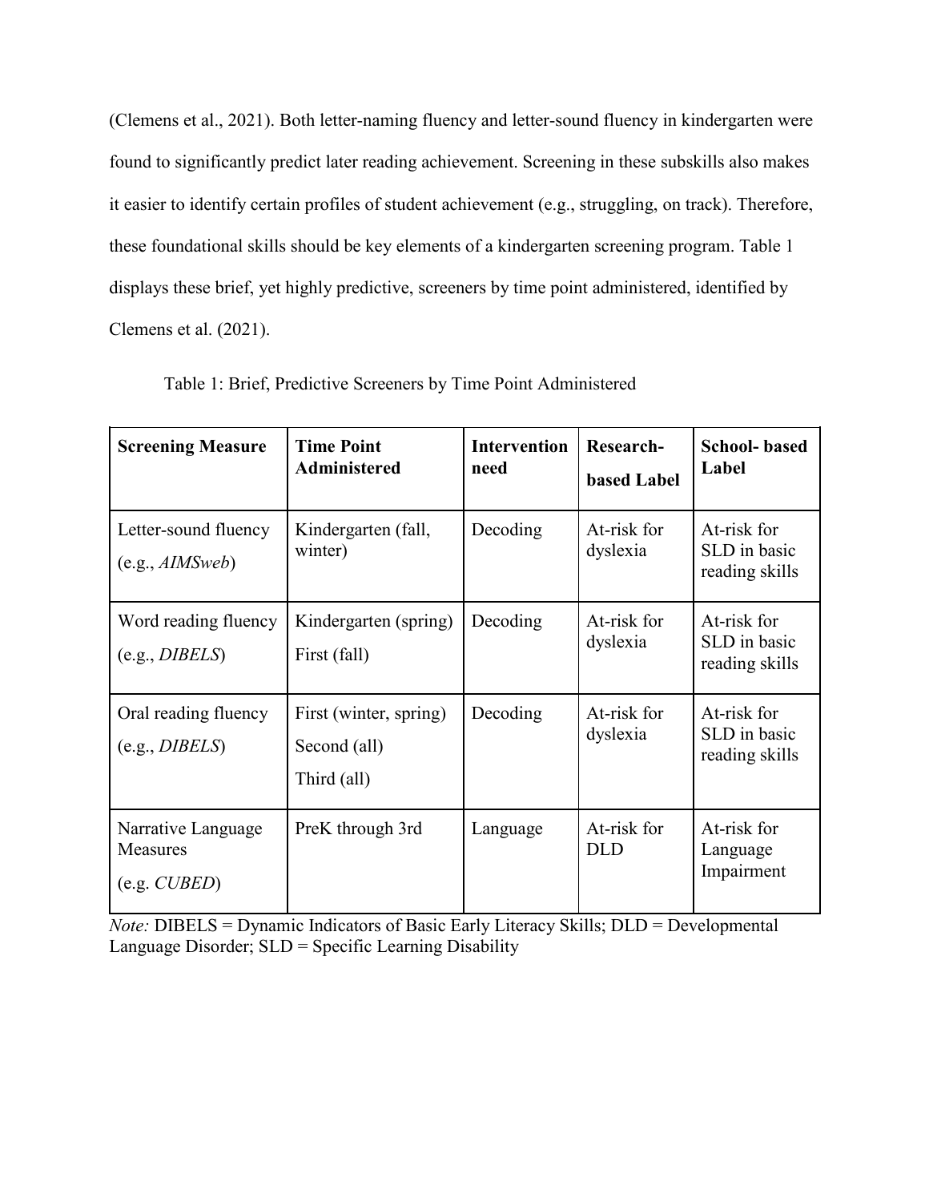(Clemens et al., 2021). Both letter-naming fluency and letter-sound fluency in kindergarten were found to significantly predict later reading achievement. Screening in these subskills also makes it easier to identify certain profiles of student achievement (e.g., struggling, on track). Therefore, these foundational skills should be key elements of a kindergarten screening program. Table 1 displays these brief, yet highly predictive, screeners by time point administered, identified by Clemens et al. (2021).

Table 1: Brief, Predictive Screeners by Time Point Administered

| **Screening Measure** | **Time Point Administered** | **Intervention need** | **Research-based Label** | **School- based Label** |
| --- | --- | --- | --- | --- |
| Letter-sound fluency (e.g., *AIMSweb*) | Kindergarten (fall, winter) | Decoding | At-risk for dyslexia | At-risk for SLD in basic reading skills |
| Word reading fluency (e.g., *DIBELS*) | Kindergarten (spring)<br>First (fall) | Decoding | At-risk for dyslexia | At-risk for SLD in basic reading skills |
| Oral reading fluency (e.g., *DIBELS*) | First (winter, spring)<br>Second (all)<br>Third (all) | Decoding | At-risk for dyslexia | At-risk for SLD in basic reading skills |
| Narrative Language Measures (e.g. *CUBED*) | PreK through 3rd | Language | At-risk for DLD | At-risk for Language Impairment |

*Note:* DIBELS = Dynamic Indicators of Basic Early Literacy Skills; DLD = Developmental Language Disorder; SLD = Specific Learning Disability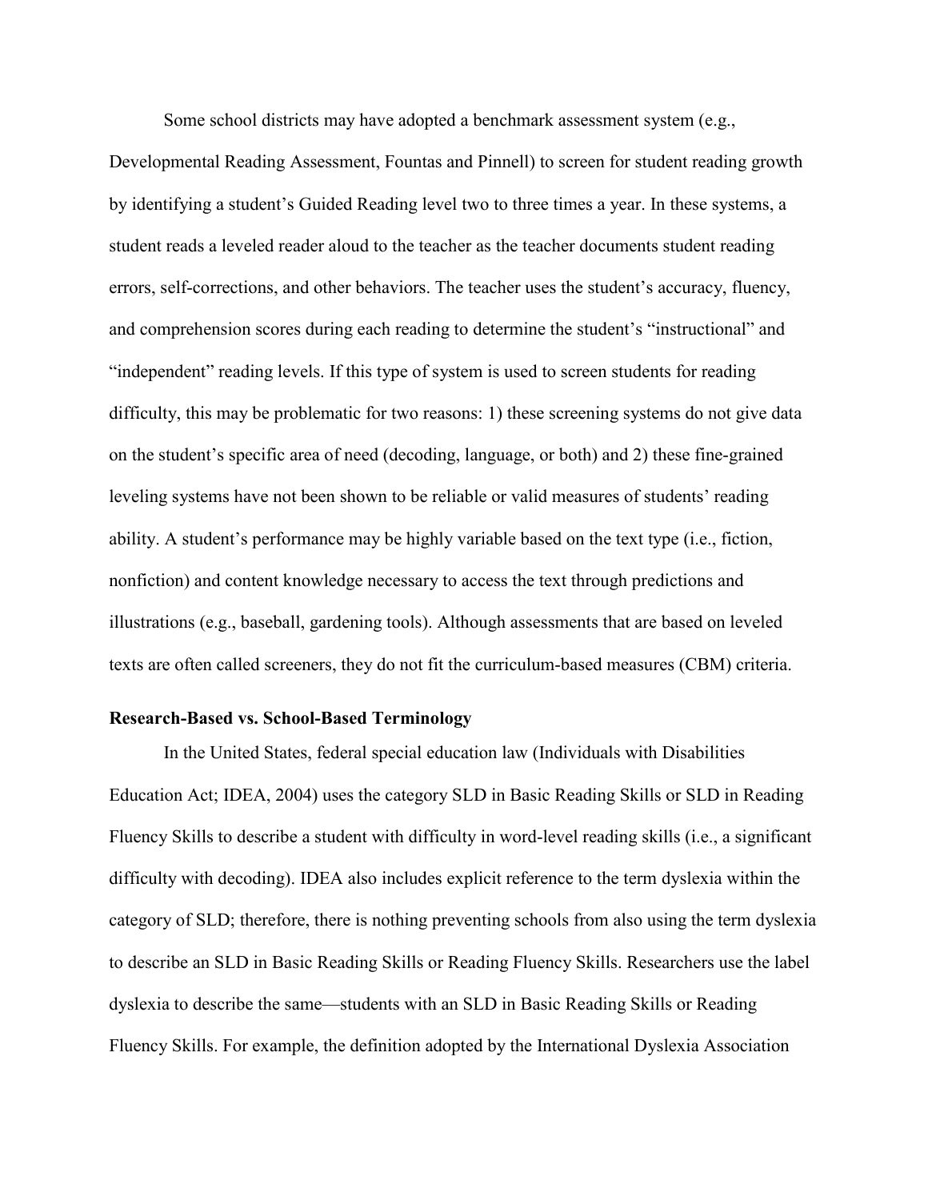Some school districts may have adopted a benchmark assessment system (e.g., Developmental Reading Assessment, Fountas and Pinnell) to screen for student reading growth by identifying a student's Guided Reading level two to three times a year. In these systems, a student reads a leveled reader aloud to the teacher as the teacher documents student reading errors, self-corrections, and other behaviors. The teacher uses the student's accuracy, fluency, and comprehension scores during each reading to determine the student's "instructional" and "independent" reading levels. If this type of system is used to screen students for reading difficulty, this may be problematic for two reasons: 1) these screening systems do not give data on the student's specific area of need (decoding, language, or both) and 2) these fine-grained leveling systems have not been shown to be reliable or valid measures of students' reading ability. A student's performance may be highly variable based on the text type (i.e., fiction, nonfiction) and content knowledge necessary to access the text through predictions and illustrations (e.g., baseball, gardening tools). Although assessments that are based on leveled texts are often called screeners, they do not fit the curriculum-based measures (CBM) criteria.

**Research-Based vs. School-Based Terminology**

In the United States, federal special education law (Individuals with Disabilities Education Act; IDEA, 2004) uses the category SLD in Basic Reading Skills or SLD in Reading Fluency Skills to describe a student with difficulty in word-level reading skills (i.e., a significant difficulty with decoding). IDEA also includes explicit reference to the term dyslexia within the category of SLD; therefore, there is nothing preventing schools from also using the term dyslexia to describe an SLD in Basic Reading Skills or Reading Fluency Skills. Researchers use the label dyslexia to describe the same—students with an SLD in Basic Reading Skills or Reading Fluency Skills. For example, the definition adopted by the International Dyslexia Association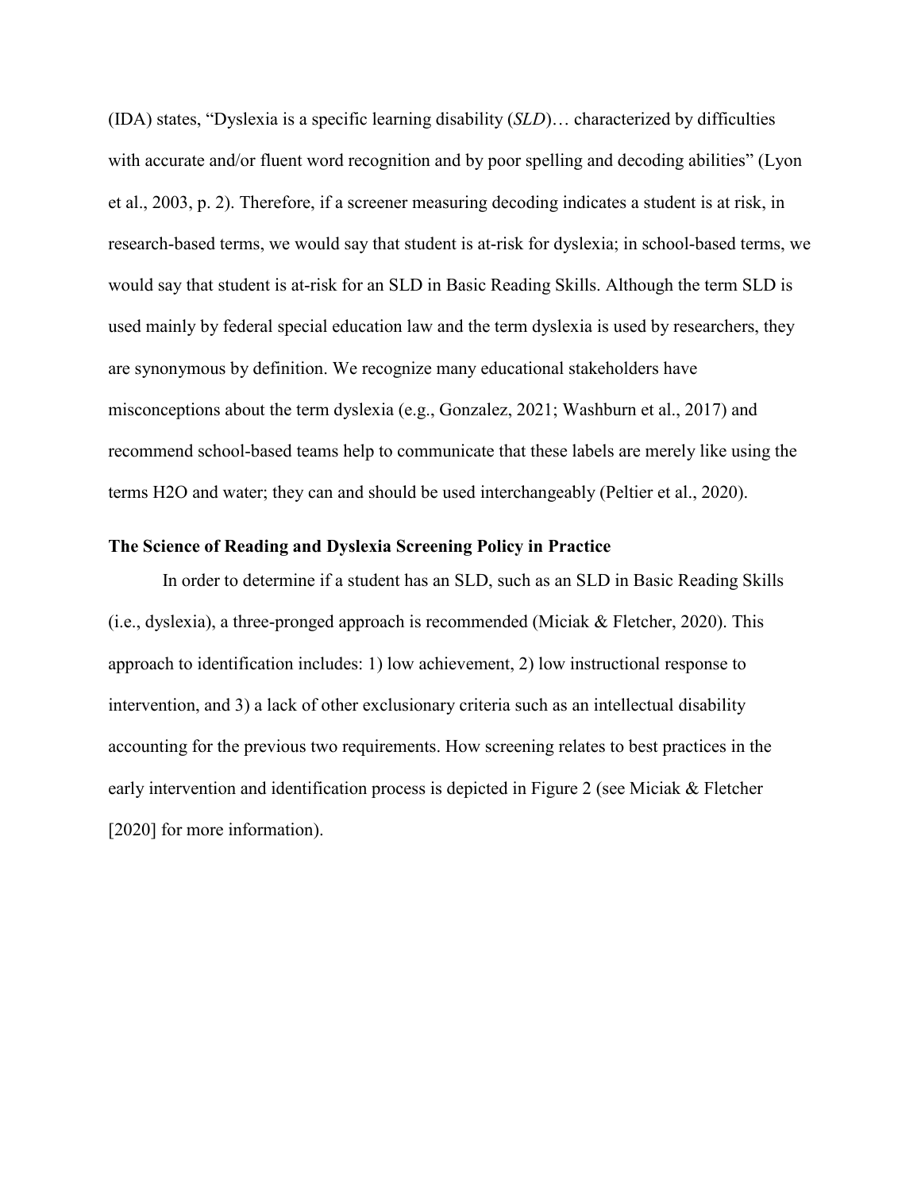(IDA) states, "Dyslexia is a specific learning disability (*SLD*)… characterized by difficulties with accurate and/or fluent word recognition and by poor spelling and decoding abilities" (Lyon et al., 2003, p. 2). Therefore, if a screener measuring decoding indicates a student is at risk, in research-based terms, we would say that student is at-risk for dyslexia; in school-based terms, we would say that student is at-risk for an SLD in Basic Reading Skills. Although the term SLD is used mainly by federal special education law and the term dyslexia is used by researchers, they are synonymous by definition. We recognize many educational stakeholders have misconceptions about the term dyslexia (e.g., Gonzalez, 2021; Washburn et al., 2017) and recommend school-based teams help to communicate that these labels are merely like using the terms H2O and water; they can and should be used interchangeably (Peltier et al., 2020).

### The Science of Reading and Dyslexia Screening Policy in Practice

In order to determine if a student has an SLD, such as an SLD in Basic Reading Skills (i.e., dyslexia), a three-pronged approach is recommended (Miciak & Fletcher, 2020). This approach to identification includes: 1) low achievement, 2) low instructional response to intervention, and 3) a lack of other exclusionary criteria such as an intellectual disability accounting for the previous two requirements. How screening relates to best practices in the early intervention and identification process is depicted in Figure 2 (see Miciak & Fletcher [2020] for more information).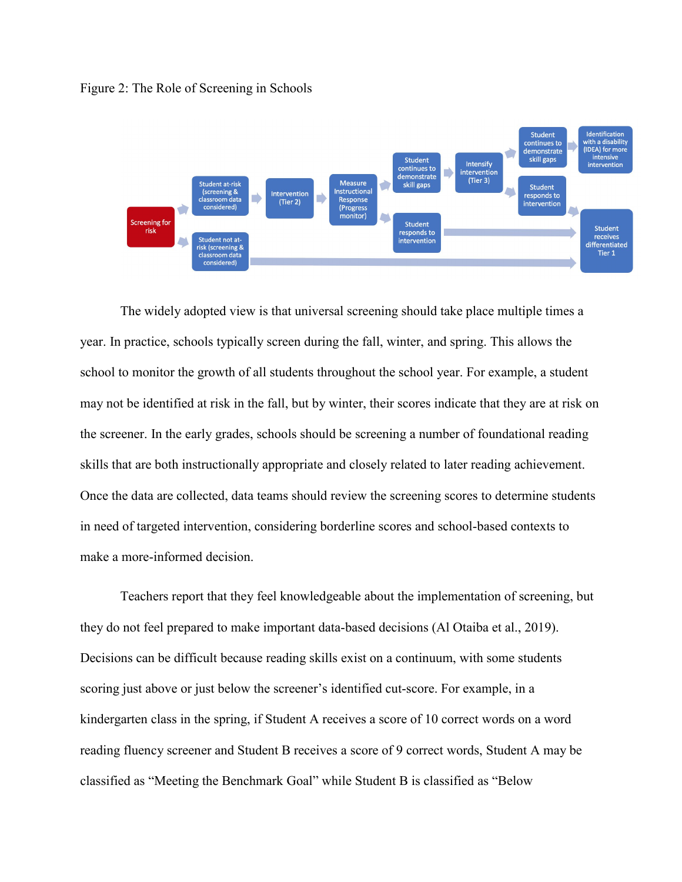Figure 2: The Role of Screening in Schools

The widely adopted view is that universal screening should take place multiple times a year. In practice, schools typically screen during the fall, winter, and spring. This allows the school to monitor the growth of all students throughout the school year. For example, a student may not be identified at risk in the fall, but by winter, their scores indicate that they are at risk on the screener. In the early grades, schools should be screening a number of foundational reading skills that are both instructionally appropriate and closely related to later reading achievement. Once the data are collected, data teams should review the screening scores to determine students in need of targeted intervention, considering borderline scores and school-based contexts to make a more-informed decision.

Teachers report that they feel knowledgeable about the implementation of screening, but they do not feel prepared to make important data-based decisions (Al Otaiba et al., 2019). Decisions can be difficult because reading skills exist on a continuum, with some students scoring just above or just below the screener's identified cut-score. For example, in a kindergarten class in the spring, if Student A receives a score of 10 correct words on a word reading fluency screener and Student B receives a score of 9 correct words, Student A may be classified as "Meeting the Benchmark Goal" while Student B is classified as "Below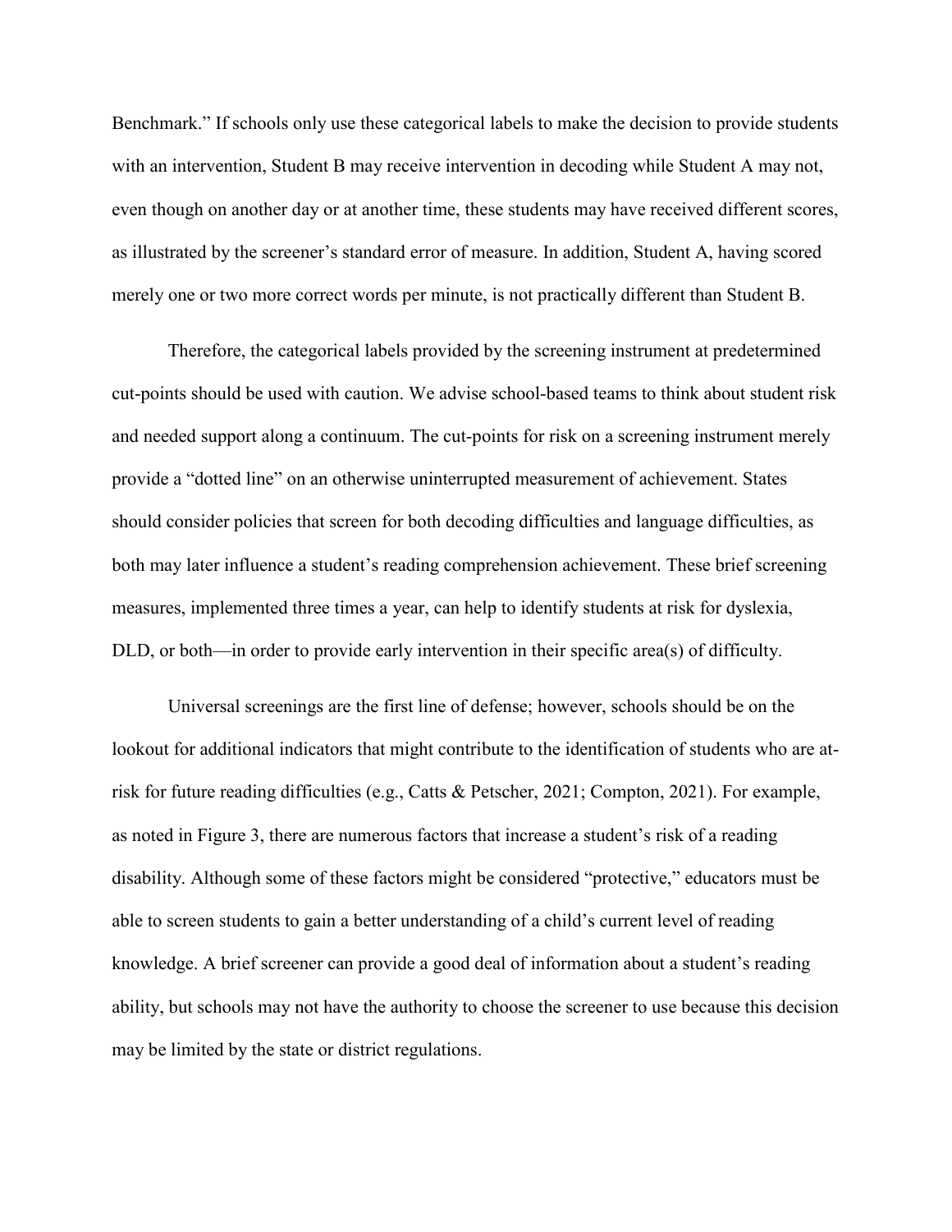Benchmark." If schools only use these categorical labels to make the decision to provide students with an intervention, Student B may receive intervention in decoding while Student A may not, even though on another day or at another time, these students may have received different scores, as illustrated by the screener's standard error of measure. In addition, Student A, having scored merely one or two more correct words per minute, is not practically different than Student B.

Therefore, the categorical labels provided by the screening instrument at predetermined cut-points should be used with caution. We advise school-based teams to think about student risk and needed support along a continuum. The cut-points for risk on a screening instrument merely provide a "dotted line" on an otherwise uninterrupted measurement of achievement. States should consider policies that screen for both decoding difficulties and language difficulties, as both may later influence a student's reading comprehension achievement. These brief screening measures, implemented three times a year, can help to identify students at risk for dyslexia, DLD, or both—in order to provide early intervention in their specific area(s) of difficulty.

Universal screenings are the first line of defense; however, schools should be on the lookout for additional indicators that might contribute to the identification of students who are at-risk for future reading difficulties (e.g., Catts & Petscher, 2021; Compton, 2021). For example, as noted in Figure 3, there are numerous factors that increase a student's risk of a reading disability. Although some of these factors might be considered "protective," educators must be able to screen students to gain a better understanding of a child's current level of reading knowledge. A brief screener can provide a good deal of information about a student's reading ability, but schools may not have the authority to choose the screener to use because this decision may be limited by the state or district regulations.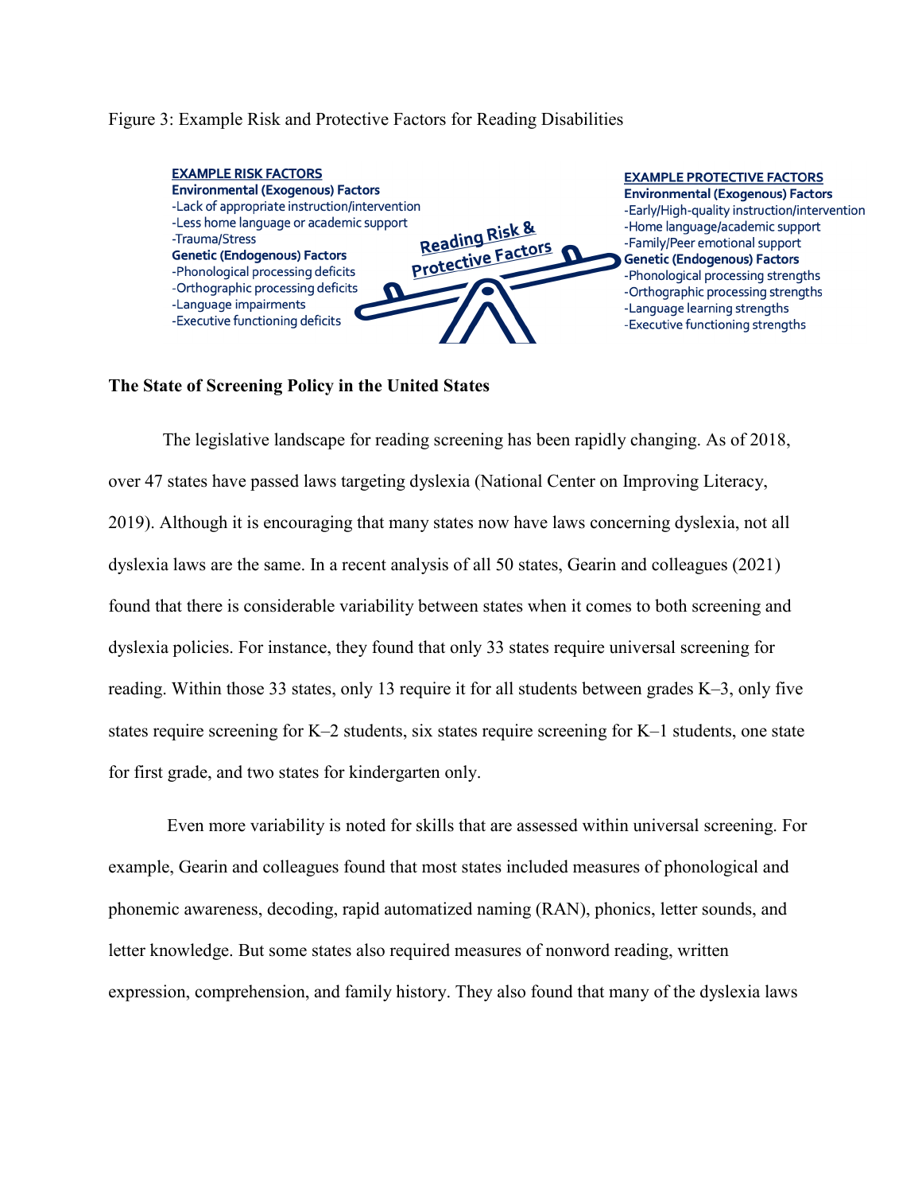Figure 3: Example Risk and Protective Factors for Reading Disabilities

**EXAMPLE RISK FACTORS**

**Environmental (Exogenous) Factors**
- Lack of appropriate instruction/intervention
- Less home language or academic support
- Trauma/Stress

**Genetic (Endogenous) Factors**
- Phonological processing deficits
- Orthographic processing deficits
- Language impairments
- Executive functioning deficits

Reading Risk & Protective Factors

**EXAMPLE PROTECTIVE FACTORS**

**Environmental (Exogenous) Factors**
- Early/High-quality instruction/intervention
- Home language/academic support
- Family/Peer emotional support

**Genetic (Endogenous) Factors**
- Phonological processing strengths
- Orthographic processing strengths
- Language learning strengths
- Executive functioning strengths

## The State of Screening Policy in the United States

The legislative landscape for reading screening has been rapidly changing. As of 2018, over 47 states have passed laws targeting dyslexia (National Center on Improving Literacy, 2019). Although it is encouraging that many states now have laws concerning dyslexia, not all dyslexia laws are the same. In a recent analysis of all 50 states, Gearin and colleagues (2021) found that there is considerable variability between states when it comes to both screening and dyslexia policies. For instance, they found that only 33 states require universal screening for reading. Within those 33 states, only 13 require it for all students between grades K–3, only five states require screening for K–2 students, six states require screening for K–1 students, one state for first grade, and two states for kindergarten only.

Even more variability is noted for skills that are assessed within universal screening. For example, Gearin and colleagues found that most states included measures of phonological and phonemic awareness, decoding, rapid automatized naming (RAN), phonics, letter sounds, and letter knowledge. But some states also required measures of nonword reading, written expression, comprehension, and family history. They also found that many of the dyslexia laws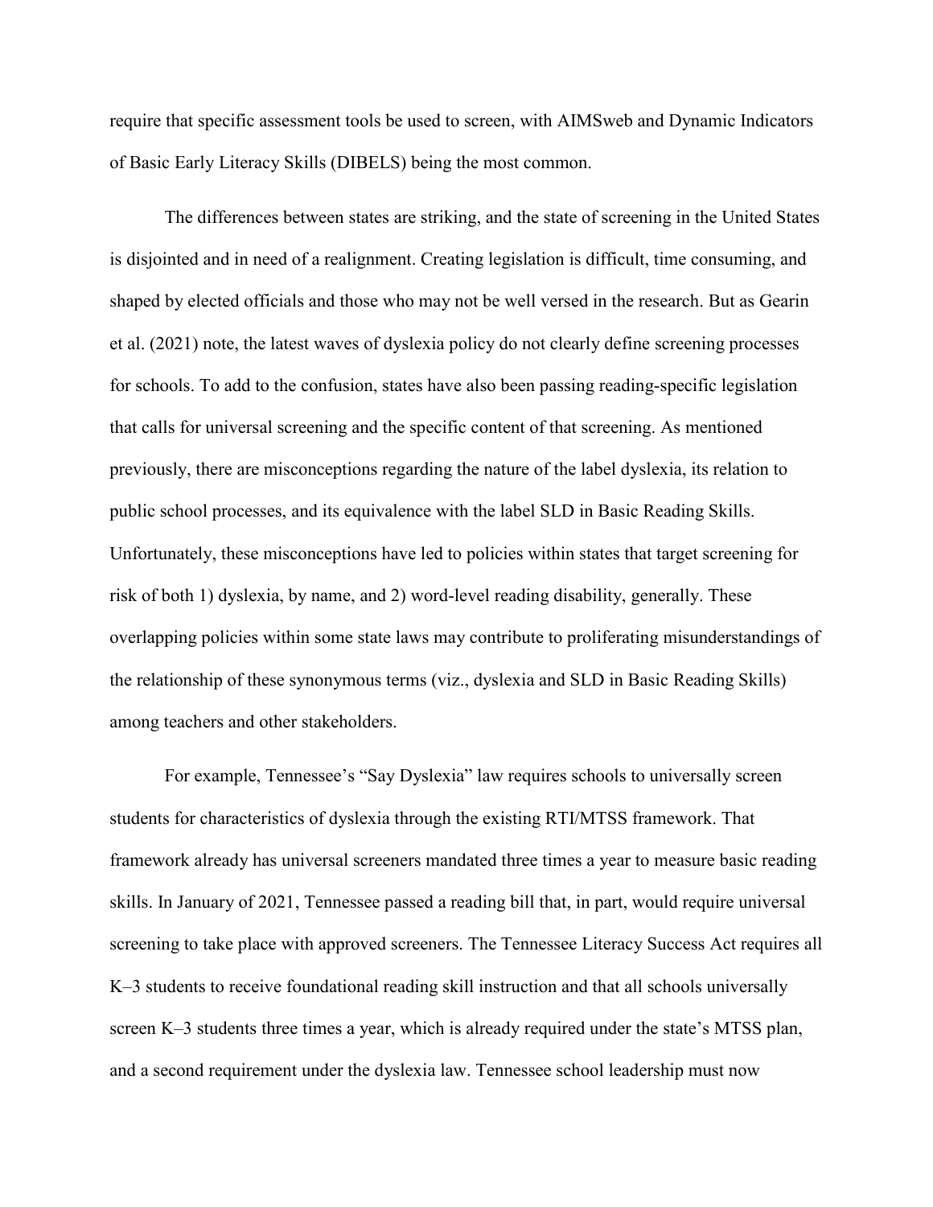require that specific assessment tools be used to screen, with AIMSweb and Dynamic Indicators of Basic Early Literacy Skills (DIBELS) being the most common.

The differences between states are striking, and the state of screening in the United States is disjointed and in need of a realignment. Creating legislation is difficult, time consuming, and shaped by elected officials and those who may not be well versed in the research. But as Gearin et al. (2021) note, the latest waves of dyslexia policy do not clearly define screening processes for schools. To add to the confusion, states have also been passing reading-specific legislation that calls for universal screening and the specific content of that screening. As mentioned previously, there are misconceptions regarding the nature of the label dyslexia, its relation to public school processes, and its equivalence with the label SLD in Basic Reading Skills. Unfortunately, these misconceptions have led to policies within states that target screening for risk of both 1) dyslexia, by name, and 2) word-level reading disability, generally. These overlapping policies within some state laws may contribute to proliferating misunderstandings of the relationship of these synonymous terms (viz., dyslexia and SLD in Basic Reading Skills) among teachers and other stakeholders.

For example, Tennessee's "Say Dyslexia" law requires schools to universally screen students for characteristics of dyslexia through the existing RTI/MTSS framework. That framework already has universal screeners mandated three times a year to measure basic reading skills. In January of 2021, Tennessee passed a reading bill that, in part, would require universal screening to take place with approved screeners. The Tennessee Literacy Success Act requires all K–3 students to receive foundational reading skill instruction and that all schools universally screen K–3 students three times a year, which is already required under the state's MTSS plan, and a second requirement under the dyslexia law. Tennessee school leadership must now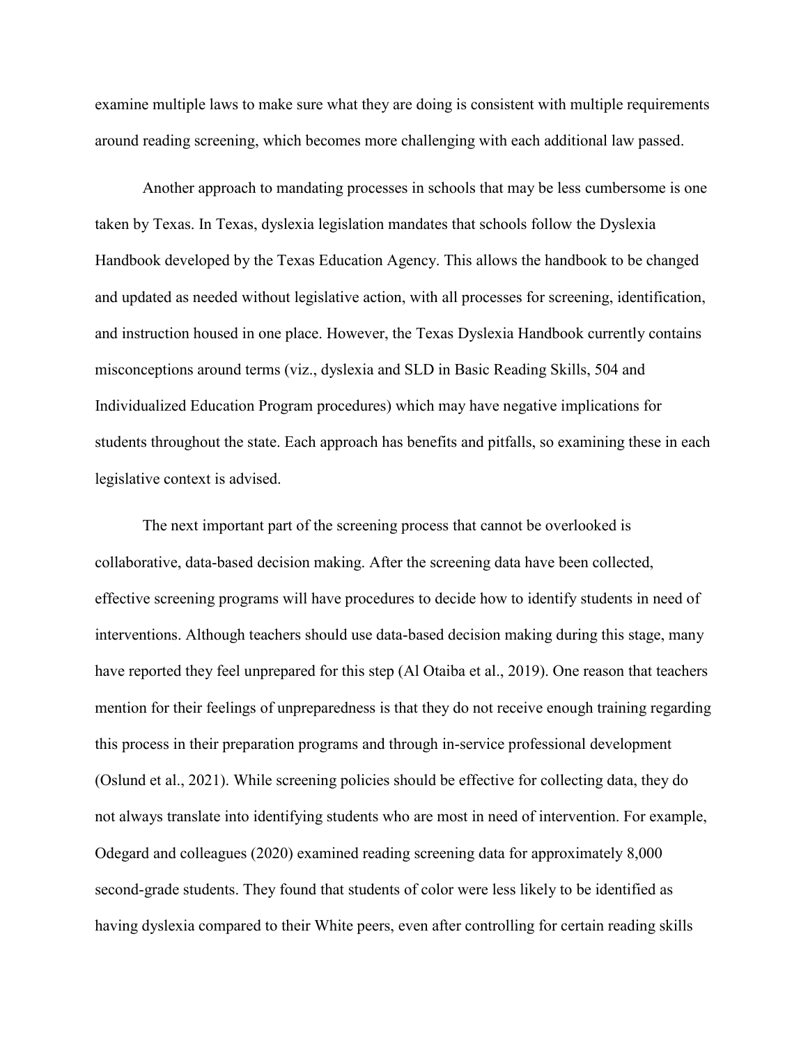examine multiple laws to make sure what they are doing is consistent with multiple requirements around reading screening, which becomes more challenging with each additional law passed.

Another approach to mandating processes in schools that may be less cumbersome is one taken by Texas. In Texas, dyslexia legislation mandates that schools follow the Dyslexia Handbook developed by the Texas Education Agency. This allows the handbook to be changed and updated as needed without legislative action, with all processes for screening, identification, and instruction housed in one place. However, the Texas Dyslexia Handbook currently contains misconceptions around terms (viz., dyslexia and SLD in Basic Reading Skills, 504 and Individualized Education Program procedures) which may have negative implications for students throughout the state. Each approach has benefits and pitfalls, so examining these in each legislative context is advised.

The next important part of the screening process that cannot be overlooked is collaborative, data-based decision making. After the screening data have been collected, effective screening programs will have procedures to decide how to identify students in need of interventions. Although teachers should use data-based decision making during this stage, many have reported they feel unprepared for this step (Al Otaiba et al., 2019). One reason that teachers mention for their feelings of unpreparedness is that they do not receive enough training regarding this process in their preparation programs and through in-service professional development (Oslund et al., 2021). While screening policies should be effective for collecting data, they do not always translate into identifying students who are most in need of intervention. For example, Odegard and colleagues (2020) examined reading screening data for approximately 8,000 second-grade students. They found that students of color were less likely to be identified as having dyslexia compared to their White peers, even after controlling for certain reading skills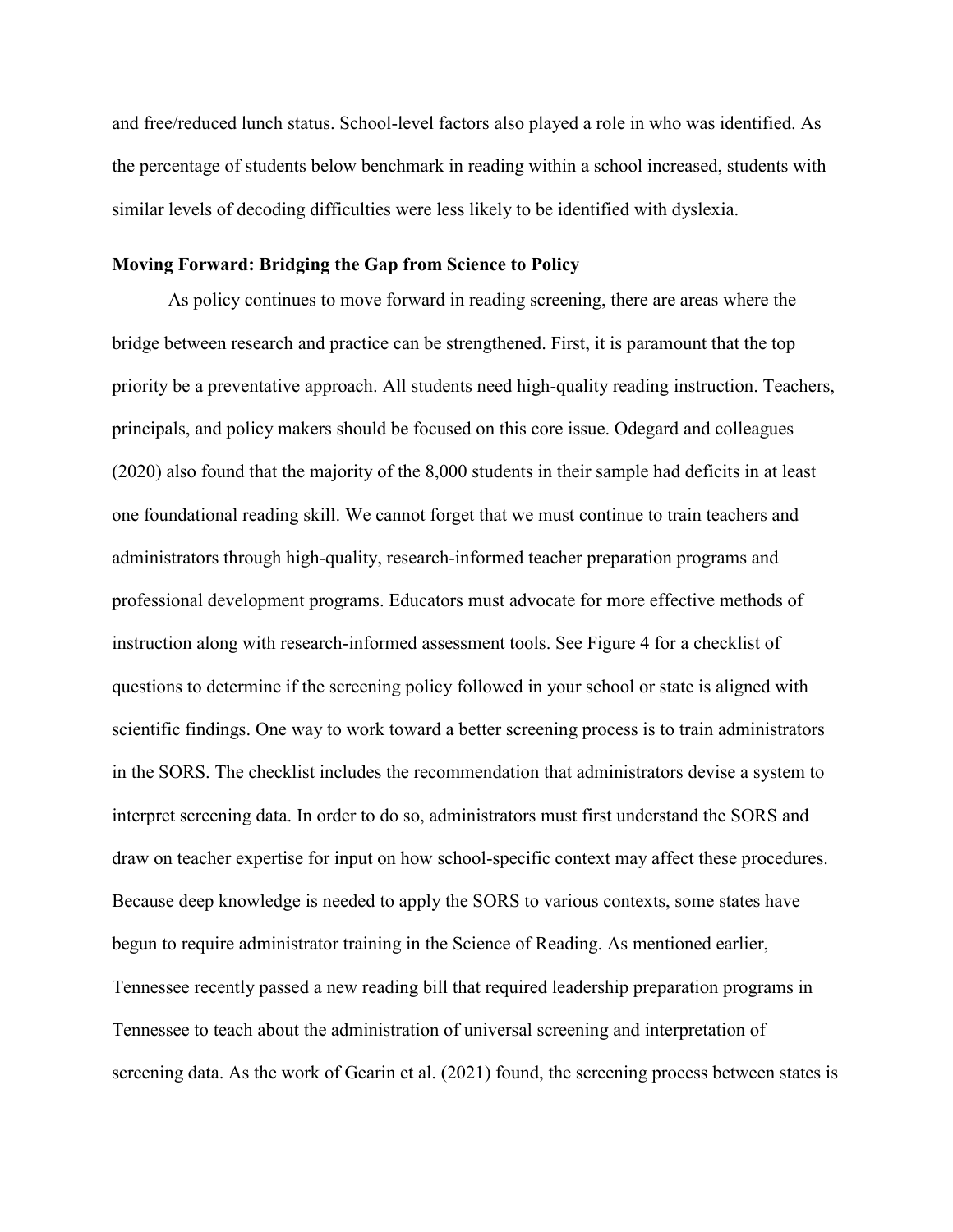and free/reduced lunch status. School-level factors also played a role in who was identified. As the percentage of students below benchmark in reading within a school increased, students with similar levels of decoding difficulties were less likely to be identified with dyslexia.

## Moving Forward: Bridging the Gap from Science to Policy

As policy continues to move forward in reading screening, there are areas where the bridge between research and practice can be strengthened. First, it is paramount that the top priority be a preventative approach. All students need high-quality reading instruction. Teachers, principals, and policy makers should be focused on this core issue. Odegard and colleagues (2020) also found that the majority of the 8,000 students in their sample had deficits in at least one foundational reading skill. We cannot forget that we must continue to train teachers and administrators through high-quality, research-informed teacher preparation programs and professional development programs. Educators must advocate for more effective methods of instruction along with research-informed assessment tools. See Figure 4 for a checklist of questions to determine if the screening policy followed in your school or state is aligned with scientific findings. One way to work toward a better screening process is to train administrators in the SORS. The checklist includes the recommendation that administrators devise a system to interpret screening data. In order to do so, administrators must first understand the SORS and draw on teacher expertise for input on how school-specific context may affect these procedures. Because deep knowledge is needed to apply the SORS to various contexts, some states have begun to require administrator training in the Science of Reading. As mentioned earlier, Tennessee recently passed a new reading bill that required leadership preparation programs in Tennessee to teach about the administration of universal screening and interpretation of screening data. As the work of Gearin et al. (2021) found, the screening process between states is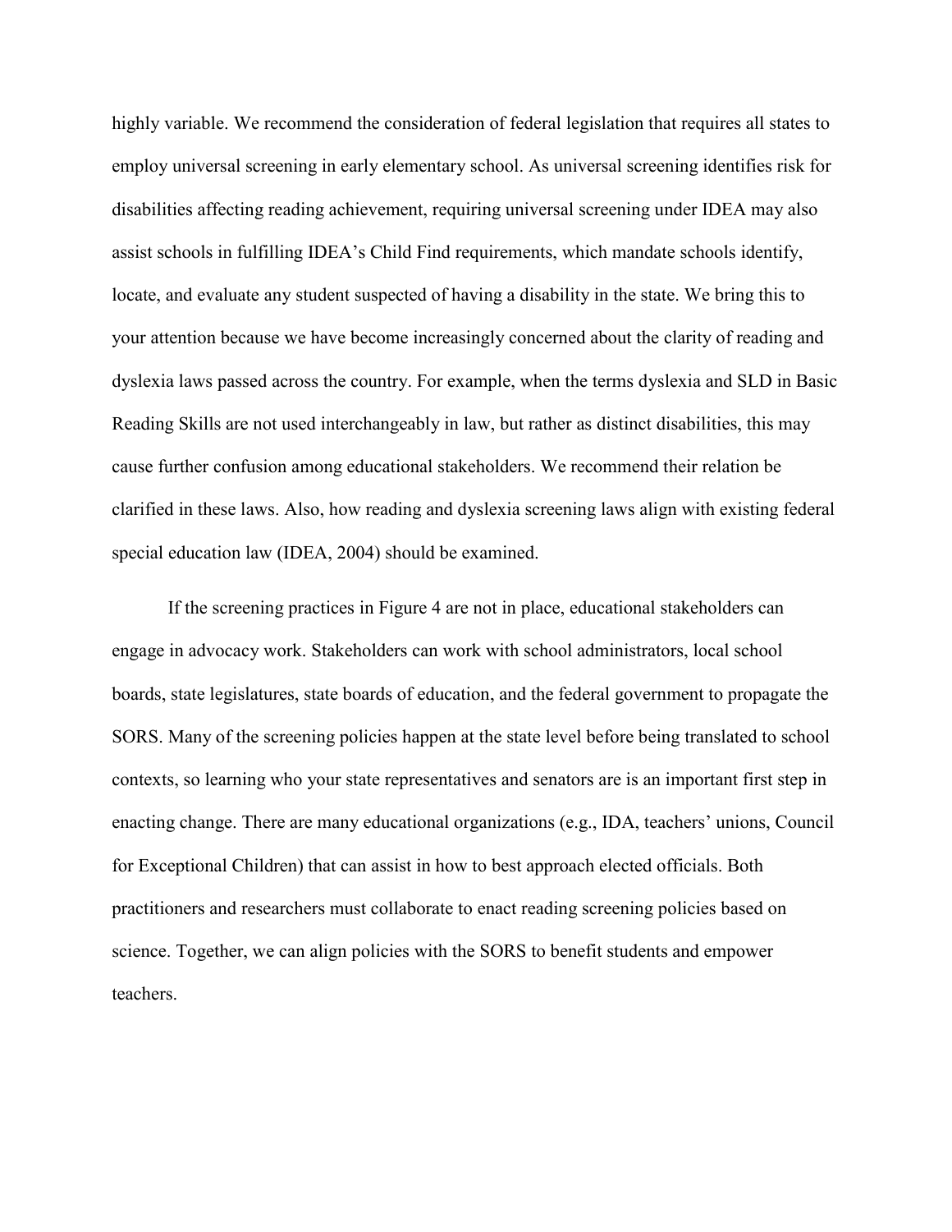highly variable. We recommend the consideration of federal legislation that requires all states to employ universal screening in early elementary school. As universal screening identifies risk for disabilities affecting reading achievement, requiring universal screening under IDEA may also assist schools in fulfilling IDEA's Child Find requirements, which mandate schools identify, locate, and evaluate any student suspected of having a disability in the state. We bring this to your attention because we have become increasingly concerned about the clarity of reading and dyslexia laws passed across the country. For example, when the terms dyslexia and SLD in Basic Reading Skills are not used interchangeably in law, but rather as distinct disabilities, this may cause further confusion among educational stakeholders. We recommend their relation be clarified in these laws. Also, how reading and dyslexia screening laws align with existing federal special education law (IDEA, 2004) should be examined.

If the screening practices in Figure 4 are not in place, educational stakeholders can engage in advocacy work. Stakeholders can work with school administrators, local school boards, state legislatures, state boards of education, and the federal government to propagate the SORS. Many of the screening policies happen at the state level before being translated to school contexts, so learning who your state representatives and senators are is an important first step in enacting change. There are many educational organizations (e.g., IDA, teachers' unions, Council for Exceptional Children) that can assist in how to best approach elected officials. Both practitioners and researchers must collaborate to enact reading screening policies based on science. Together, we can align policies with the SORS to benefit students and empower teachers.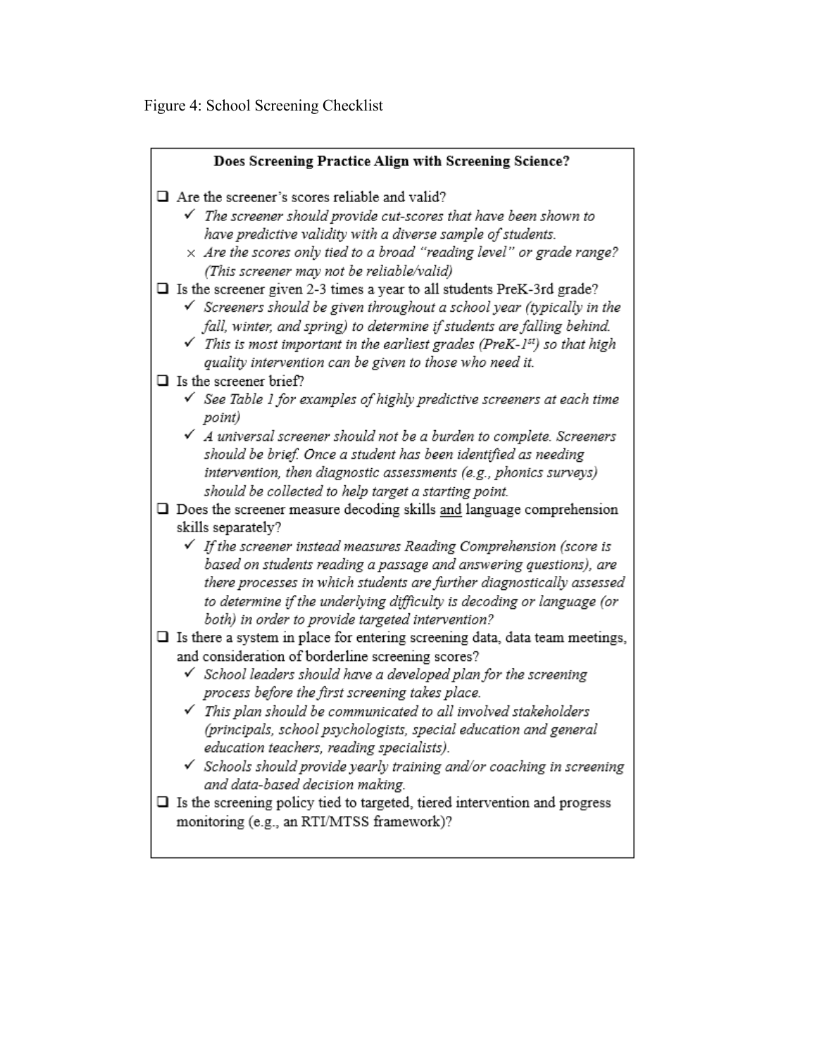Figure 4: School Screening Checklist

**Does Screening Practice Align with Screening Science?**

- ❑ Are the screener's scores reliable and valid?
  - ✓ *The screener should provide cut-scores that have been shown to have predictive validity with a diverse sample of students.*
  - × *Are the scores only tied to a broad "reading level" or grade range? (This screener may not be reliable/valid)*
- ❑ Is the screener given 2-3 times a year to all students PreK-3rd grade?
  - ✓ *Screeners should be given throughout a school year (typically in the fall, winter, and spring) to determine if students are falling behind.*
  - ✓ *This is most important in the earliest grades (PreK-1st) so that high quality intervention can be given to those who need it.*
- ❑ Is the screener brief?
  - ✓ *See Table 1 for examples of highly predictive screeners at each time point)*
  - ✓ *A universal screener should not be a burden to complete. Screeners should be brief. Once a student has been identified as needing intervention, then diagnostic assessments (e.g., phonics surveys) should be collected to help target a starting point.*
- ❑ Does the screener measure decoding skills <u>and</u> language comprehension skills separately?
  - ✓ *If the screener instead measures Reading Comprehension (score is based on students reading a passage and answering questions), are there processes in which students are further diagnostically assessed to determine if the underlying difficulty is decoding or language (or both) in order to provide targeted intervention?*
- ❑ Is there a system in place for entering screening data, data team meetings, and consideration of borderline screening scores?
  - ✓ *School leaders should have a developed plan for the screening process before the first screening takes place.*
  - ✓ *This plan should be communicated to all involved stakeholders (principals, school psychologists, special education and general education teachers, reading specialists).*
  - ✓ *Schools should provide yearly training and/or coaching in screening and data-based decision making.*
- ❑ Is the screening policy tied to targeted, tiered intervention and progress monitoring (e.g., an RTI/MTSS framework)?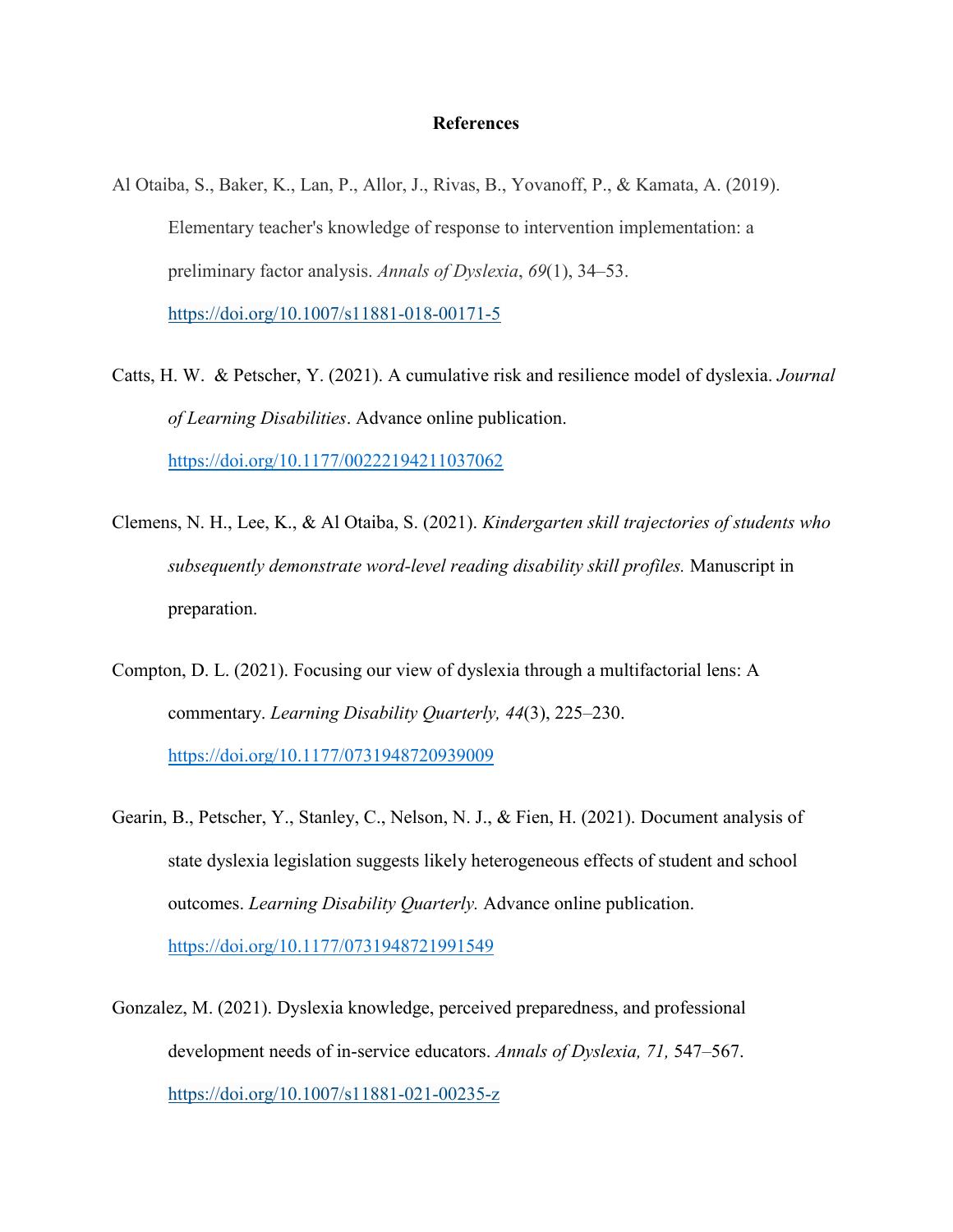# References

Al Otaiba, S., Baker, K., Lan, P., Allor, J., Rivas, B., Yovanoff, P., & Kamata, A. (2019). Elementary teacher's knowledge of response to intervention implementation: a preliminary factor analysis. *Annals of Dyslexia*, *69*(1), 34–53. https://doi.org/10.1007/s11881-018-00171-5

Catts, H. W. & Petscher, Y. (2021). A cumulative risk and resilience model of dyslexia. *Journal of Learning Disabilities*. Advance online publication. https://doi.org/10.1177/00222194211037062

Clemens, N. H., Lee, K., & Al Otaiba, S. (2021). *Kindergarten skill trajectories of students who subsequently demonstrate word-level reading disability skill profiles.* Manuscript in preparation.

Compton, D. L. (2021). Focusing our view of dyslexia through a multifactorial lens: A commentary. *Learning Disability Quarterly, 44*(3), 225–230. https://doi.org/10.1177/0731948720939009

Gearin, B., Petscher, Y., Stanley, C., Nelson, N. J., & Fien, H. (2021). Document analysis of state dyslexia legislation suggests likely heterogeneous effects of student and school outcomes. *Learning Disability Quarterly.* Advance online publication. https://doi.org/10.1177/0731948721991549

Gonzalez, M. (2021). Dyslexia knowledge, perceived preparedness, and professional development needs of in-service educators. *Annals of Dyslexia, 71,* 547–567. https://doi.org/10.1007/s11881-021-00235-z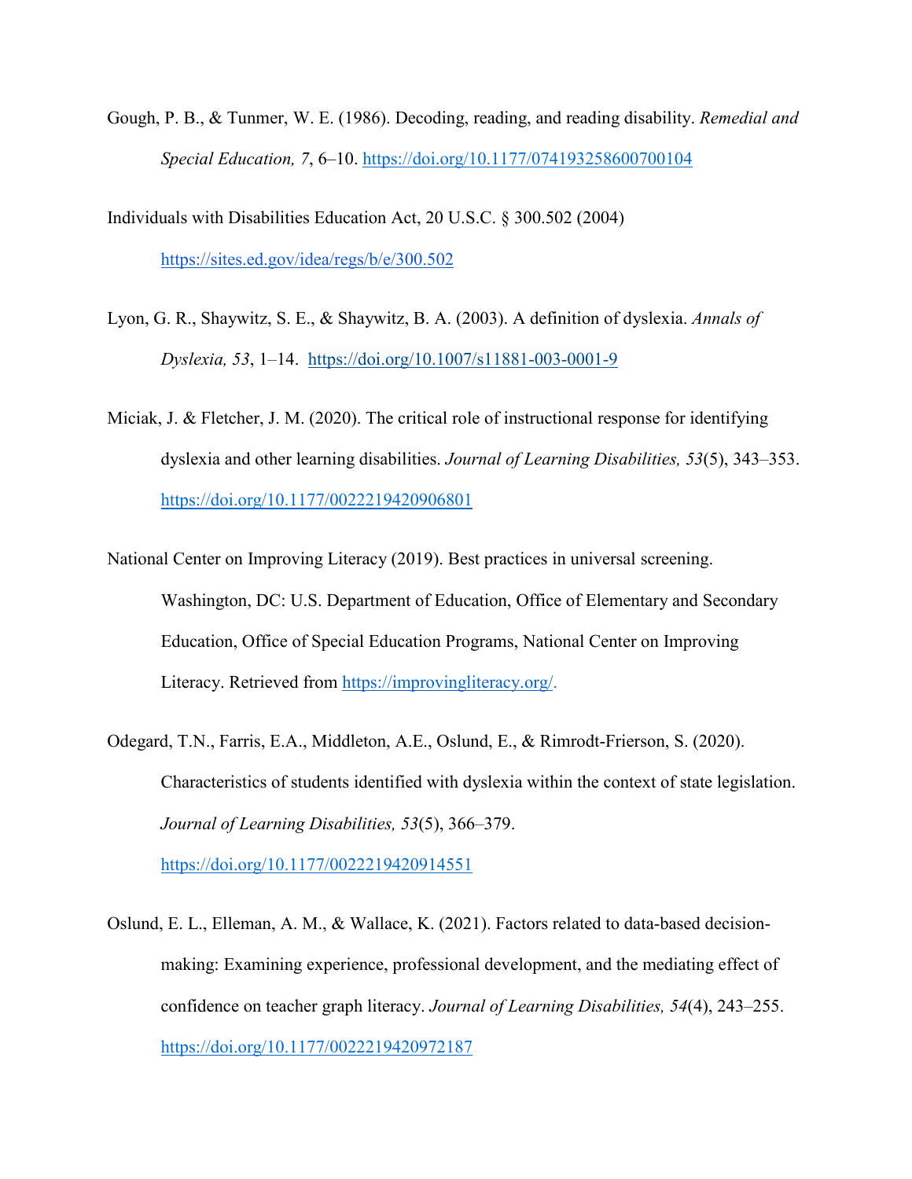Gough, P. B., & Tunmer, W. E. (1986). Decoding, reading, and reading disability. *Remedial and Special Education, 7*, 6–10. https://doi.org/10.1177/074193258600700104

Individuals with Disabilities Education Act, 20 U.S.C. § 300.502 (2004) https://sites.ed.gov/idea/regs/b/e/300.502

Lyon, G. R., Shaywitz, S. E., & Shaywitz, B. A. (2003). A definition of dyslexia. *Annals of Dyslexia, 53*, 1–14. https://doi.org/10.1007/s11881-003-0001-9

Miciak, J. & Fletcher, J. M. (2020). The critical role of instructional response for identifying dyslexia and other learning disabilities. *Journal of Learning Disabilities, 53*(5), 343–353. https://doi.org/10.1177/0022219420906801

National Center on Improving Literacy (2019). Best practices in universal screening. Washington, DC: U.S. Department of Education, Office of Elementary and Secondary Education, Office of Special Education Programs, National Center on Improving Literacy. Retrieved from https://improvingliteracy.org/.

Odegard, T.N., Farris, E.A., Middleton, A.E., Oslund, E., & Rimrodt-Frierson, S. (2020). Characteristics of students identified with dyslexia within the context of state legislation. *Journal of Learning Disabilities, 53*(5), 366–379. https://doi.org/10.1177/0022219420914551

Oslund, E. L., Elleman, A. M., & Wallace, K. (2021). Factors related to data-based decision-making: Examining experience, professional development, and the mediating effect of confidence on teacher graph literacy. *Journal of Learning Disabilities, 54*(4), 243–255. https://doi.org/10.1177/0022219420972187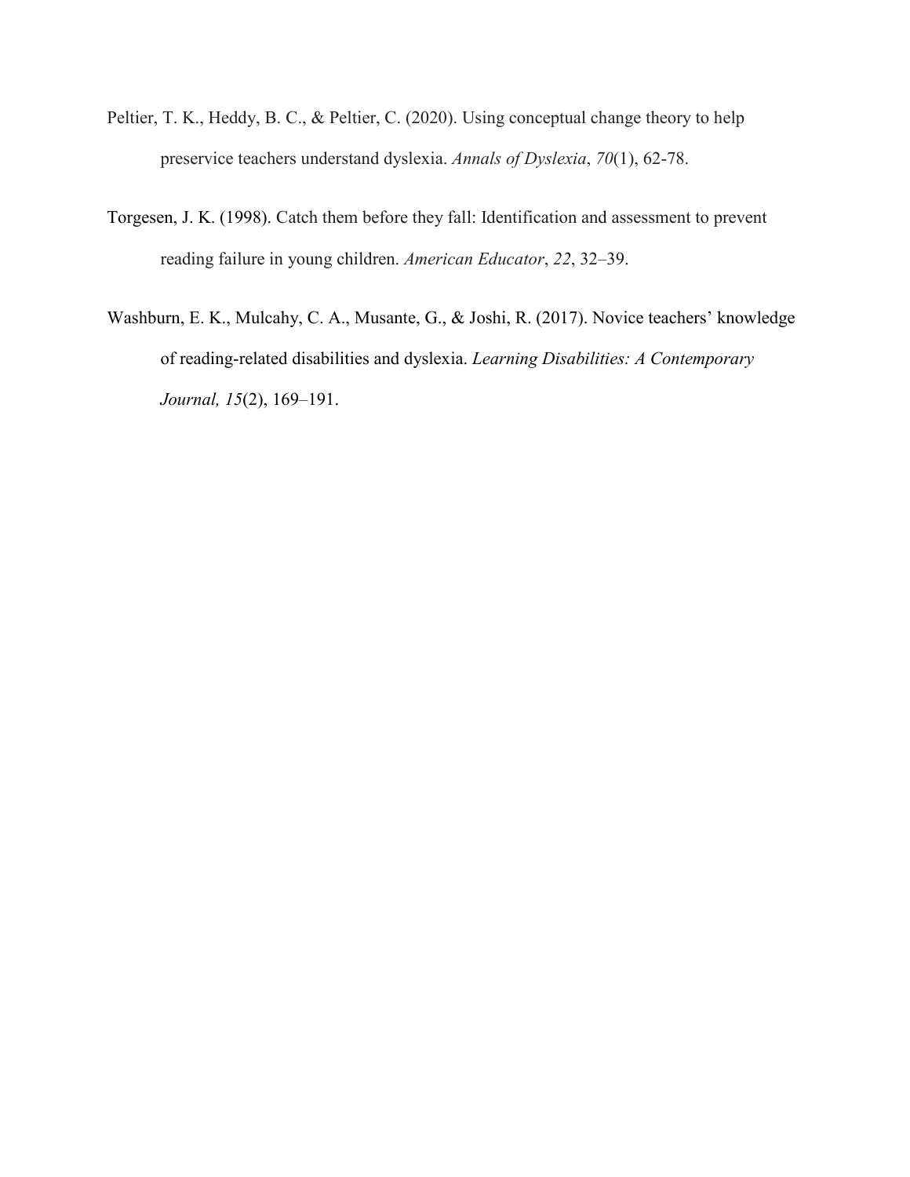Peltier, T. K., Heddy, B. C., & Peltier, C. (2020). Using conceptual change theory to help preservice teachers understand dyslexia. *Annals of Dyslexia*, *70*(1), 62-78.

Torgesen, J. K. (1998). Catch them before they fall: Identification and assessment to prevent reading failure in young children. *American Educator*, *22*, 32–39.

Washburn, E. K., Mulcahy, C. A., Musante, G., & Joshi, R. (2017). Novice teachers' knowledge of reading-related disabilities and dyslexia. *Learning Disabilities: A Contemporary Journal, 15*(2), 169–191.